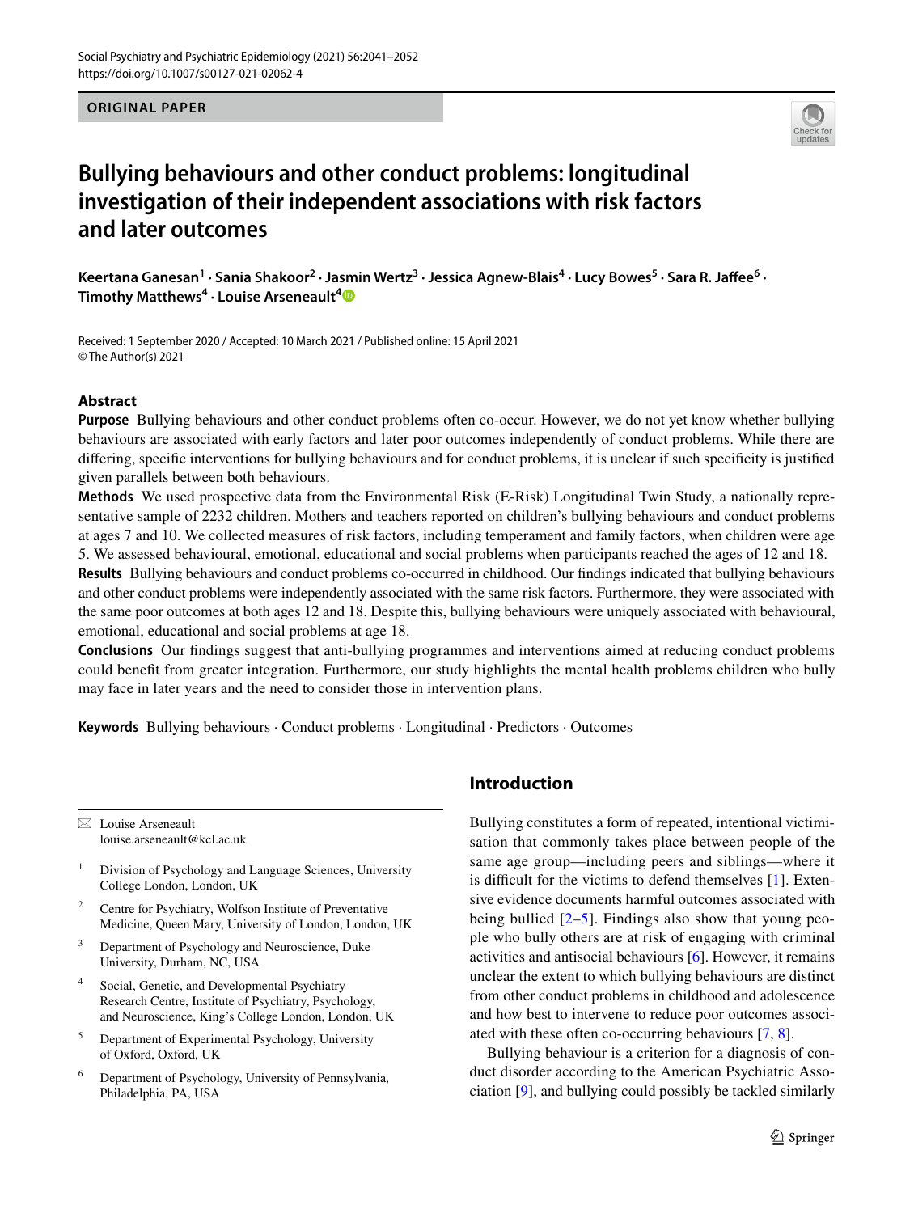ORIGINAL PAPER

# Bullying behaviours and other conduct problems: longitudinal investigation of their independent associations with risk factors and later outcomes

**Keertana Ganesan[1] · Sania Shakoor[2] · Jasmin Wertz[3] · Jessica Agnew-Blais[4] · Lucy Bowes[5] · Sara R. Jaffee[6] · Timothy Matthews[4] · Louise Arseneault[4]**

Received: 1 September 2020 / Accepted: 10 March 2021 / Published online: 15 April 2021
© The Author(s) 2021

## Abstract

**Purpose** Bullying behaviours and other conduct problems often co-occur. However, we do not yet know whether bullying behaviours are associated with early factors and later poor outcomes independently of conduct problems. While there are differing, specific interventions for bullying behaviours and for conduct problems, it is unclear if such specificity is justified given parallels between both behaviours.

**Methods** We used prospective data from the Environmental Risk (E-Risk) Longitudinal Twin Study, a nationally representative sample of 2232 children. Mothers and teachers reported on children's bullying behaviours and conduct problems at ages 7 and 10. We collected measures of risk factors, including temperament and family factors, when children were age 5. We assessed behavioural, emotional, educational and social problems when participants reached the ages of 12 and 18.

**Results** Bullying behaviours and conduct problems co-occurred in childhood. Our findings indicated that bullying behaviours and other conduct problems were independently associated with the same risk factors. Furthermore, they were associated with the same poor outcomes at both ages 12 and 18. Despite this, bullying behaviours were uniquely associated with behavioural, emotional, educational and social problems at age 18.

**Conclusions** Our findings suggest that anti-bullying programmes and interventions aimed at reducing conduct problems could benefit from greater integration. Furthermore, our study highlights the mental health problems children who bully may face in later years and the need to consider those in intervention plans.

**Keywords** Bullying behaviours · Conduct problems · Longitudinal · Predictors · Outcomes

✉ Louise Arseneault
louise.arseneault@kcl.ac.uk

1. Division of Psychology and Language Sciences, University College London, London, UK
2. Centre for Psychiatry, Wolfson Institute of Preventative Medicine, Queen Mary, University of London, London, UK
3. Department of Psychology and Neuroscience, Duke University, Durham, NC, USA
4. Social, Genetic, and Developmental Psychiatry Research Centre, Institute of Psychiatry, Psychology, and Neuroscience, King's College London, London, UK
5. Department of Experimental Psychology, University of Oxford, Oxford, UK
6. Department of Psychology, University of Pennsylvania, Philadelphia, PA, USA

## Introduction

Bullying constitutes a form of repeated, intentional victimisation that commonly takes place between people of the same age group—including peers and siblings—where it is difficult for the victims to defend themselves [1]. Extensive evidence documents harmful outcomes associated with being bullied [2–5]. Findings also show that young people who bully others are at risk of engaging with criminal activities and antisocial behaviours [6]. However, it remains unclear the extent to which bullying behaviours are distinct from other conduct problems in childhood and adolescence and how best to intervene to reduce poor outcomes associated with these often co-occurring behaviours [7, 8].

Bullying behaviour is a criterion for a diagnosis of conduct disorder according to the American Psychiatric Association [9], and bullying could possibly be tackled similarly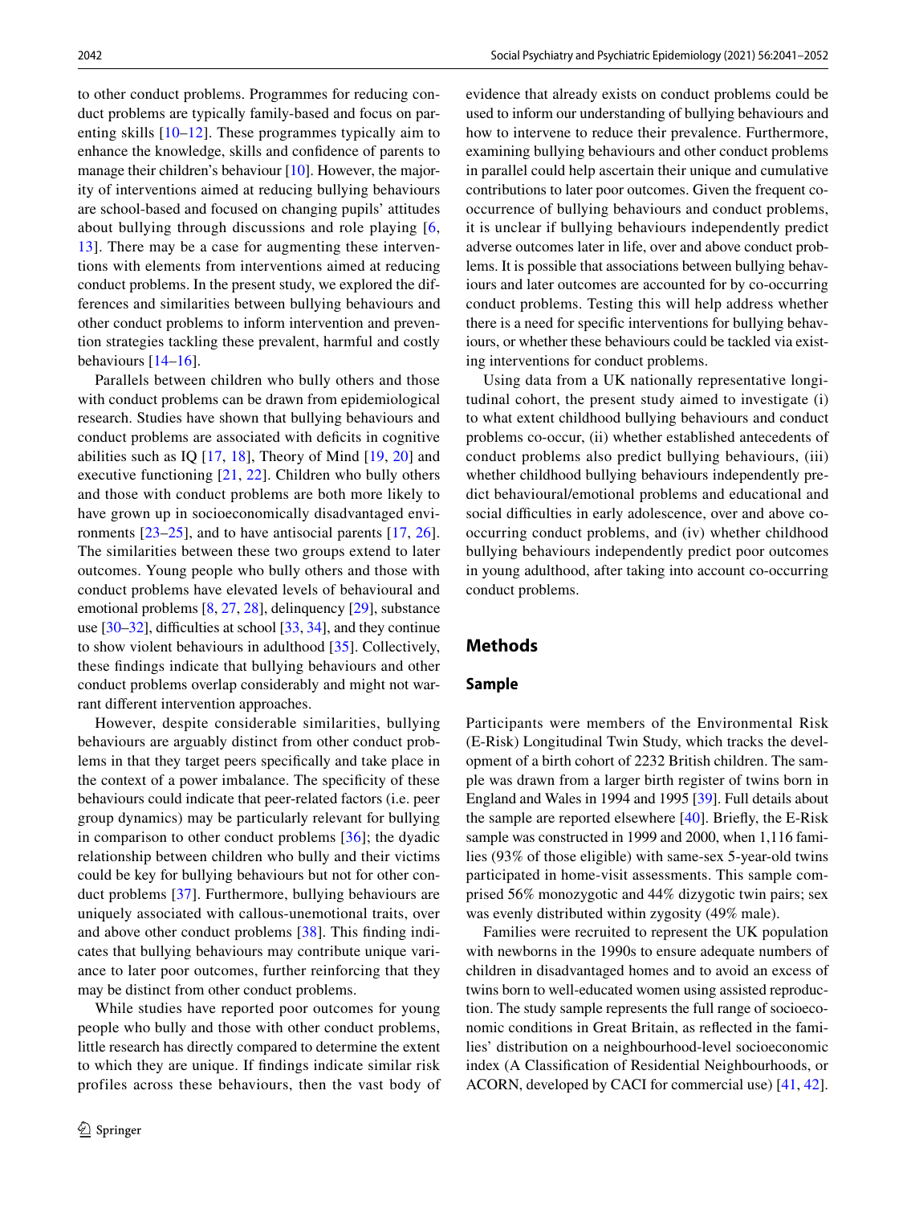to other conduct problems. Programmes for reducing conduct problems are typically family-based and focus on parenting skills [10–12]. These programmes typically aim to enhance the knowledge, skills and confidence of parents to manage their children's behaviour [10]. However, the majority of interventions aimed at reducing bullying behaviours are school-based and focused on changing pupils' attitudes about bullying through discussions and role playing [6, 13]. There may be a case for augmenting these interventions with elements from interventions aimed at reducing conduct problems. In the present study, we explored the differences and similarities between bullying behaviours and other conduct problems to inform intervention and prevention strategies tackling these prevalent, harmful and costly behaviours [14–16].

Parallels between children who bully others and those with conduct problems can be drawn from epidemiological research. Studies have shown that bullying behaviours and conduct problems are associated with deficits in cognitive abilities such as IQ [17, 18], Theory of Mind [19, 20] and executive functioning [21, 22]. Children who bully others and those with conduct problems are both more likely to have grown up in socioeconomically disadvantaged environments [23–25], and to have antisocial parents [17, 26]. The similarities between these two groups extend to later outcomes. Young people who bully others and those with conduct problems have elevated levels of behavioural and emotional problems [8, 27, 28], delinquency [29], substance use [30–32], difficulties at school [33, 34], and they continue to show violent behaviours in adulthood [35]. Collectively, these findings indicate that bullying behaviours and other conduct problems overlap considerably and might not warrant different intervention approaches.

However, despite considerable similarities, bullying behaviours are arguably distinct from other conduct problems in that they target peers specifically and take place in the context of a power imbalance. The specificity of these behaviours could indicate that peer-related factors (i.e. peer group dynamics) may be particularly relevant for bullying in comparison to other conduct problems [36]; the dyadic relationship between children who bully and their victims could be key for bullying behaviours but not for other conduct problems [37]. Furthermore, bullying behaviours are uniquely associated with callous-unemotional traits, over and above other conduct problems [38]. This finding indicates that bullying behaviours may contribute unique variance to later poor outcomes, further reinforcing that they may be distinct from other conduct problems.

While studies have reported poor outcomes for young people who bully and those with other conduct problems, little research has directly compared to determine the extent to which they are unique. If findings indicate similar risk profiles across these behaviours, then the vast body of evidence that already exists on conduct problems could be used to inform our understanding of bullying behaviours and how to intervene to reduce their prevalence. Furthermore, examining bullying behaviours and other conduct problems in parallel could help ascertain their unique and cumulative contributions to later poor outcomes. Given the frequent co-occurrence of bullying behaviours and conduct problems, it is unclear if bullying behaviours independently predict adverse outcomes later in life, over and above conduct problems. It is possible that associations between bullying behaviours and later outcomes are accounted for by co-occurring conduct problems. Testing this will help address whether there is a need for specific interventions for bullying behaviours, or whether these behaviours could be tackled via existing interventions for conduct problems.

Using data from a UK nationally representative longitudinal cohort, the present study aimed to investigate (i) to what extent childhood bullying behaviours and conduct problems co-occur, (ii) whether established antecedents of conduct problems also predict bullying behaviours, (iii) whether childhood bullying behaviours independently predict behavioural/emotional problems and educational and social difficulties in early adolescence, over and above co-occurring conduct problems, and (iv) whether childhood bullying behaviours independently predict poor outcomes in young adulthood, after taking into account co-occurring conduct problems.

## Methods

### Sample

Participants were members of the Environmental Risk (E-Risk) Longitudinal Twin Study, which tracks the development of a birth cohort of 2232 British children. The sample was drawn from a larger birth register of twins born in England and Wales in 1994 and 1995 [39]. Full details about the sample are reported elsewhere [40]. Briefly, the E-Risk sample was constructed in 1999 and 2000, when 1,116 families (93% of those eligible) with same-sex 5-year-old twins participated in home-visit assessments. This sample comprised 56% monozygotic and 44% dizygotic twin pairs; sex was evenly distributed within zygosity (49% male).

Families were recruited to represent the UK population with newborns in the 1990s to ensure adequate numbers of children in disadvantaged homes and to avoid an excess of twins born to well-educated women using assisted reproduction. The study sample represents the full range of socioeconomic conditions in Great Britain, as reflected in the families' distribution on a neighbourhood-level socioeconomic index (A Classification of Residential Neighbourhoods, or ACORN, developed by CACI for commercial use) [41, 42].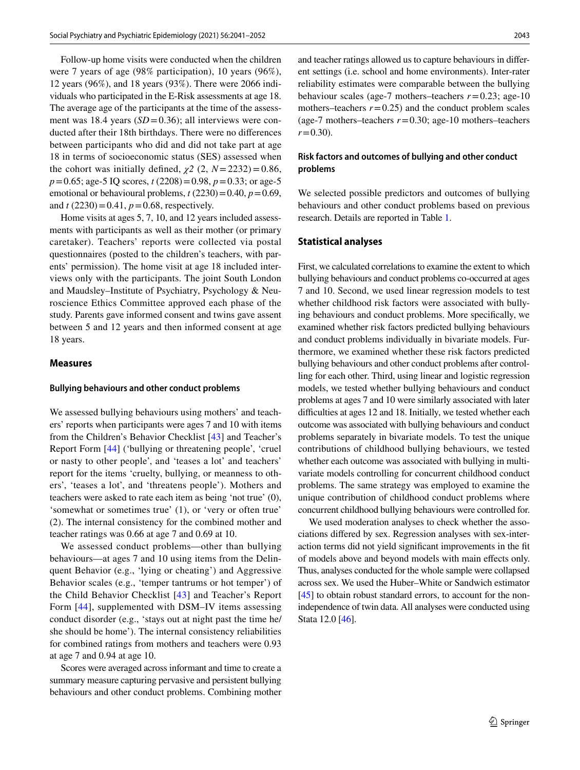Follow-up home visits were conducted when the children were 7 years of age (98% participation), 10 years (96%), 12 years (96%), and 18 years (93%). There were 2066 individuals who participated in the E-Risk assessments at age 18. The average age of the participants at the time of the assessment was 18.4 years ($SD = 0.36$); all interviews were conducted after their 18th birthdays. There were no differences between participants who did and did not take part at age 18 in terms of socioeconomic status (SES) assessed when the cohort was initially defined, $\chi 2$ (2, $N = 2232$) = 0.86, $p = 0.65$; age-5 IQ scores, $t$ (2208) = 0.98, $p = 0.33$; or age-5 emotional or behavioural problems, $t$ (2230) = 0.40, $p = 0.69$, and $t$ (2230) = 0.41, $p = 0.68$, respectively.

Home visits at ages 5, 7, 10, and 12 years included assessments with participants as well as their mother (or primary caretaker). Teachers' reports were collected via postal questionnaires (posted to the children's teachers, with parents' permission). The home visit at age 18 included interviews only with the participants. The joint South London and Maudsley–Institute of Psychiatry, Psychology & Neuroscience Ethics Committee approved each phase of the study. Parents gave informed consent and twins gave assent between 5 and 12 years and then informed consent at age 18 years.

## Measures

### Bullying behaviours and other conduct problems

We assessed bullying behaviours using mothers' and teachers' reports when participants were ages 7 and 10 with items from the Children's Behavior Checklist [43] and Teacher's Report Form [44] ('bullying or threatening people', 'cruel or nasty to other people', and 'teases a lot' and teachers' report for the items 'cruelty, bullying, or meanness to others', 'teases a lot', and 'threatens people'). Mothers and teachers were asked to rate each item as being 'not true' (0), 'somewhat or sometimes true' (1), or 'very or often true' (2). The internal consistency for the combined mother and teacher ratings was 0.66 at age 7 and 0.69 at 10.

We assessed conduct problems—other than bullying behaviours—at ages 7 and 10 using items from the Delinquent Behavior (e.g., 'lying or cheating') and Aggressive Behavior scales (e.g., 'temper tantrums or hot temper') of the Child Behavior Checklist [43] and Teacher's Report Form [44], supplemented with DSM–IV items assessing conduct disorder (e.g., 'stays out at night past the time he/she should be home'). The internal consistency reliabilities for combined ratings from mothers and teachers were 0.93 at age 7 and 0.94 at age 10.

Scores were averaged across informant and time to create a summary measure capturing pervasive and persistent bullying behaviours and other conduct problems. Combining mother and teacher ratings allowed us to capture behaviours in different settings (i.e. school and home environments). Inter-rater reliability estimates were comparable between the bullying behaviour scales (age-7 mothers–teachers $r = 0.23$; age-10 mothers–teachers $r = 0.25$) and the conduct problem scales (age-7 mothers–teachers $r = 0.30$; age-10 mothers–teachers $r = 0.30$).

### Risk factors and outcomes of bullying and other conduct problems

We selected possible predictors and outcomes of bullying behaviours and other conduct problems based on previous research. Details are reported in Table 1.

## Statistical analyses

First, we calculated correlations to examine the extent to which bullying behaviours and conduct problems co-occurred at ages 7 and 10. Second, we used linear regression models to test whether childhood risk factors were associated with bullying behaviours and conduct problems. More specifically, we examined whether risk factors predicted bullying behaviours and conduct problems individually in bivariate models. Furthermore, we examined whether these risk factors predicted bullying behaviours and other conduct problems after controlling for each other. Third, using linear and logistic regression models, we tested whether bullying behaviours and conduct problems at ages 7 and 10 were similarly associated with later difficulties at ages 12 and 18. Initially, we tested whether each outcome was associated with bullying behaviours and conduct problems separately in bivariate models. To test the unique contributions of childhood bullying behaviours, we tested whether each outcome was associated with bullying in multivariate models controlling for concurrent childhood conduct problems. The same strategy was employed to examine the unique contribution of childhood conduct problems where concurrent childhood bullying behaviours were controlled for.

We used moderation analyses to check whether the associations differed by sex. Regression analyses with sex-interaction terms did not yield significant improvements in the fit of models above and beyond models with main effects only. Thus, analyses conducted for the whole sample were collapsed across sex. We used the Huber–White or Sandwich estimator [45] to obtain robust standard errors, to account for the non-independence of twin data. All analyses were conducted using Stata 12.0 [46].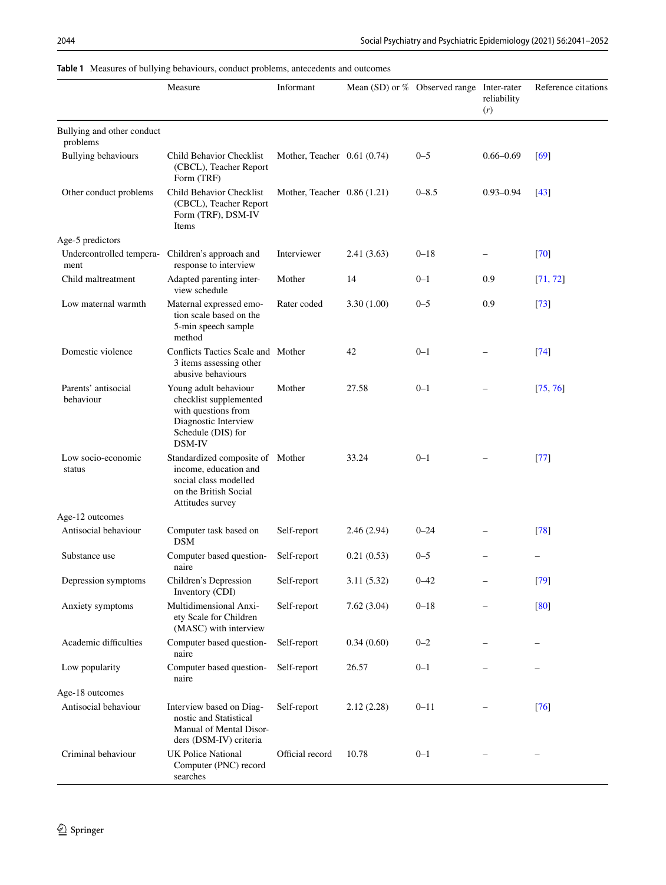**Table 1** Measures of bullying behaviours, conduct problems, antecedents and outcomes

| | Measure | Informant | Mean (SD) or % | Observed range | Inter-rater reliability (*r*) | Reference citations |
|---|---|---|---|---|---|---|
| Bullying and other conduct problems | | | | | | |
| Bullying behaviours | Child Behavior Checklist (CBCL), Teacher Report Form (TRF) | Mother, Teacher | 0.61 (0.74) | 0–5 | 0.66–0.69 | [69] |
| Other conduct problems | Child Behavior Checklist (CBCL), Teacher Report Form (TRF), DSM-IV Items | Mother, Teacher | 0.86 (1.21) | 0–8.5 | 0.93–0.94 | [43] |
| Age-5 predictors | | | | | | |
| Undercontrolled temperament | Children's approach and response to interview | Interviewer | 2.41 (3.63) | 0–18 | – | [70] |
| Child maltreatment | Adapted parenting interview schedule | Mother | 14 | 0–1 | 0.9 | [71, 72] |
| Low maternal warmth | Maternal expressed emotion scale based on the 5-min speech sample method | Rater coded | 3.30 (1.00) | 0–5 | 0.9 | [73] |
| Domestic violence | Conflicts Tactics Scale and 3 items assessing other abusive behaviours | Mother | 42 | 0–1 | – | [74] |
| Parents' antisocial behaviour | Young adult behaviour checklist supplemented with questions from Diagnostic Interview Schedule (DIS) for DSM-IV | Mother | 27.58 | 0–1 | – | [75, 76] |
| Low socio-economic status | Standardized composite of income, education and social class modelled on the British Social Attitudes survey | Mother | 33.24 | 0–1 | – | [77] |
| Age-12 outcomes | | | | | | |
| Antisocial behaviour | Computer task based on DSM | Self-report | 2.46 (2.94) | 0–24 | – | [78] |
| Substance use | Computer based questionnaire | Self-report | 0.21 (0.53) | 0–5 | – | – |
| Depression symptoms | Children's Depression Inventory (CDI) | Self-report | 3.11 (5.32) | 0–42 | – | [79] |
| Anxiety symptoms | Multidimensional Anxiety Scale for Children (MASC) with interview | Self-report | 7.62 (3.04) | 0–18 | – | [80] |
| Academic difficulties | Computer based questionnaire | Self-report | 0.34 (0.60) | 0–2 | – | – |
| Low popularity | Computer based questionnaire | Self-report | 26.57 | 0–1 | – | – |
| Age-18 outcomes | | | | | | |
| Antisocial behaviour | Interview based on Diagnostic and Statistical Manual of Mental Disorders (DSM-IV) criteria | Self-report | 2.12 (2.28) | 0–11 | – | [76] |
| Criminal behaviour | UK Police National Computer (PNC) record searches | Official record | 10.78 | 0–1 | – | – |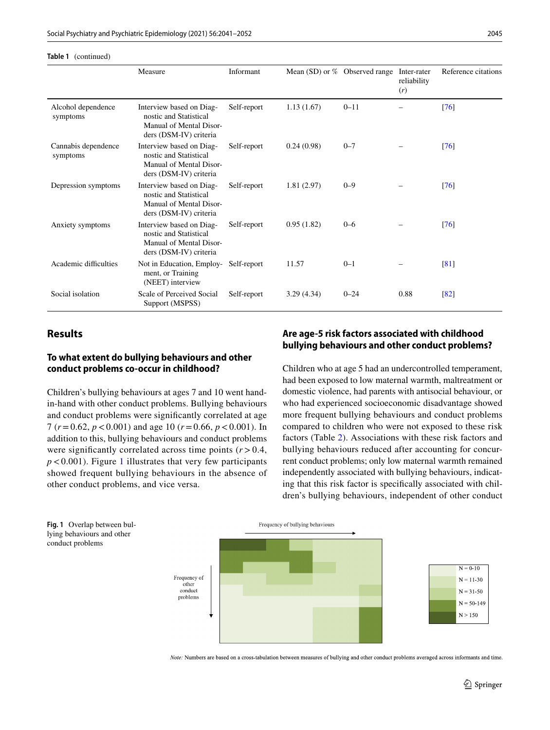**Table 1** (continued)

| | Measure | Informant | Mean (SD) or % | Observed range | Inter-rater reliability ($r$) | Reference citations |
|---|---|---|---|---|---|---|
| Alcohol dependence symptoms | Interview based on Diagnostic and Statistical Manual of Mental Disorders (DSM-IV) criteria | Self-report | 1.13 (1.67) | 0–11 | – | [76] |
| Cannabis dependence symptoms | Interview based on Diagnostic and Statistical Manual of Mental Disorders (DSM-IV) criteria | Self-report | 0.24 (0.98) | 0–7 | – | [76] |
| Depression symptoms | Interview based on Diagnostic and Statistical Manual of Mental Disorders (DSM-IV) criteria | Self-report | 1.81 (2.97) | 0–9 | – | [76] |
| Anxiety symptoms | Interview based on Diagnostic and Statistical Manual of Mental Disorders (DSM-IV) criteria | Self-report | 0.95 (1.82) | 0–6 | – | [76] |
| Academic difficulties | Not in Education, Employment, or Training (NEET) interview | Self-report | 11.57 | 0–1 | – | [81] |
| Social isolation | Scale of Perceived Social Support (MSPSS) | Self-report | 3.29 (4.34) | 0–24 | 0.88 | [82] |

## Results

### To what extent do bullying behaviours and other conduct problems co-occur in childhood?

Children's bullying behaviours at ages 7 and 10 went hand-in-hand with other conduct problems. Bullying behaviours and conduct problems were significantly correlated at age 7 ($r = 0.62$, $p < 0.001$) and age 10 ($r = 0.66$, $p < 0.001$). In addition to this, bullying behaviours and conduct problems were significantly correlated across time points ($r > 0.4$, $p < 0.001$). Figure 1 illustrates that very few participants showed frequent bullying behaviours in the absence of other conduct problems, and vice versa.

### Are age-5 risk factors associated with childhood bullying behaviours and other conduct problems?

Children who at age 5 had an undercontrolled temperament, had been exposed to low maternal warmth, maltreatment or domestic violence, had parents with antisocial behaviour, or who had experienced socioeconomic disadvantage showed more frequent bullying behaviours and conduct problems compared to children who were not exposed to these risk factors (Table 2). Associations with these risk factors and bullying behaviours reduced after accounting for concurrent conduct problems; only low maternal warmth remained independently associated with bullying behaviours, indicating that this risk factor is specifically associated with children's bullying behaviours, independent of other conduct

**Fig. 1** Overlap between bullying behaviours and other conduct problems

*Note:* Numbers are based on a cross-tabulation between measures of bullying and other conduct problems averaged across informants and time.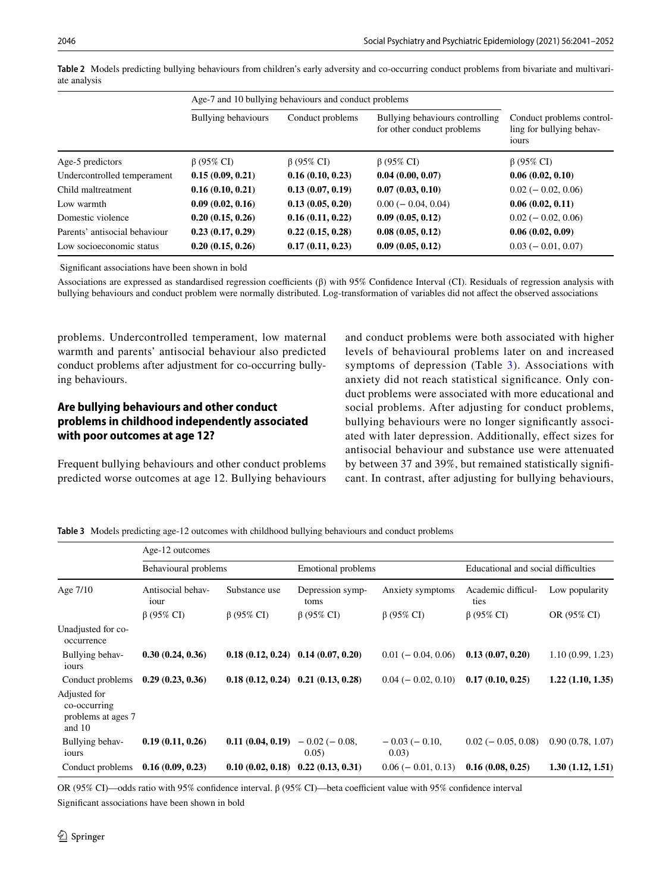**Table 2** Models predicting bullying behaviours from children's early adversity and co-occurring conduct problems from bivariate and multivariate analysis

| | Age-7 and 10 bullying behaviours and conduct problems | | | |
|---|---|---|---|---|
| | Bullying behaviours | Conduct problems | Bullying behaviours controlling for other conduct problems | Conduct problems controlling for bullying behaviours |
| Age-5 predictors | β (95% CI) | β (95% CI) | β (95% CI) | β (95% CI) |
| Undercontrolled temperament | **0.15 (0.09, 0.21)** | **0.16 (0.10, 0.23)** | **0.04 (0.00, 0.07)** | **0.06 (0.02, 0.10)** |
| Child maltreatment | **0.16 (0.10, 0.21)** | **0.13 (0.07, 0.19)** | **0.07 (0.03, 0.10)** | 0.02 (− 0.02, 0.06) |
| Low warmth | **0.09 (0.02, 0.16)** | **0.13 (0.05, 0.20)** | 0.00 (− 0.04, 0.04) | **0.06 (0.02, 0.11)** |
| Domestic violence | **0.20 (0.15, 0.26)** | **0.16 (0.11, 0.22)** | **0.09 (0.05, 0.12)** | 0.02 (− 0.02, 0.06) |
| Parents' antisocial behaviour | **0.23 (0.17, 0.29)** | **0.22 (0.15, 0.28)** | **0.08 (0.05, 0.12)** | **0.06 (0.02, 0.09)** |
| Low socioeconomic status | **0.20 (0.15, 0.26)** | **0.17 (0.11, 0.23)** | **0.09 (0.05, 0.12)** | 0.03 (− 0.01, 0.07) |

Significant associations have been shown in bold

Associations are expressed as standardised regression coefficients (β) with 95% Confidence Interval (CI). Residuals of regression analysis with bullying behaviours and conduct problem were normally distributed. Log-transformation of variables did not affect the observed associations

problems. Undercontrolled temperament, low maternal warmth and parents' antisocial behaviour also predicted conduct problems after adjustment for co-occurring bullying behaviours.

## Are bullying behaviours and other conduct problems in childhood independently associated with poor outcomes at age 12?

Frequent bullying behaviours and other conduct problems predicted worse outcomes at age 12. Bullying behaviours and conduct problems were both associated with higher levels of behavioural problems later on and increased symptoms of depression (Table 3). Associations with anxiety did not reach statistical significance. Only conduct problems were associated with more educational and social problems. After adjusting for conduct problems, bullying behaviours were no longer significantly associated with later depression. Additionally, effect sizes for antisocial behaviour and substance use were attenuated by between 37 and 39%, but remained statistically significant. In contrast, after adjusting for bullying behaviours,

**Table 3** Models predicting age-12 outcomes with childhood bullying behaviours and conduct problems

| | Age-12 outcomes | | | | | |
|---|---|---|---|---|---|---|
| | Behavioural problems | | Emotional problems | | Educational and social difficulties | |
| Age 7/10 | Antisocial behaviour | Substance use | Depression symptoms | Anxiety symptoms | Academic difficulties | Low popularity |
| | β (95% CI) | β (95% CI) | β (95% CI) | β (95% CI) | β (95% CI) | OR (95% CI) |
| Unadjusted for co-occurrence | | | | | | |
| Bullying behaviours | **0.30 (0.24, 0.36)** | **0.18 (0.12, 0.24)** | **0.14 (0.07, 0.20)** | 0.01 (− 0.04, 0.06) | **0.13 (0.07, 0.20)** | 1.10 (0.99, 1.23) |
| Conduct problems | **0.29 (0.23, 0.36)** | **0.18 (0.12, 0.24)** | **0.21 (0.13, 0.28)** | 0.04 (− 0.02, 0.10) | **0.17 (0.10, 0.25)** | **1.22 (1.10, 1.35)** |
| Adjusted for co-occurring problems at ages 7 and 10 | | | | | | |
| Bullying behaviours | **0.19 (0.11, 0.26)** | **0.11 (0.04, 0.19)** | − 0.02 (− 0.08, 0.05) | − 0.03 (− 0.10, 0.03) | 0.02 (− 0.05, 0.08) | 0.90 (0.78, 1.07) |
| Conduct problems | **0.16 (0.09, 0.23)** | **0.10 (0.02, 0.18)** | **0.22 (0.13, 0.31)** | 0.06 (− 0.01, 0.13) | **0.16 (0.08, 0.25)** | **1.30 (1.12, 1.51)** |

OR (95% CI)—odds ratio with 95% confidence interval. β (95% CI)—beta coefficient value with 95% confidence interval

Significant associations have been shown in bold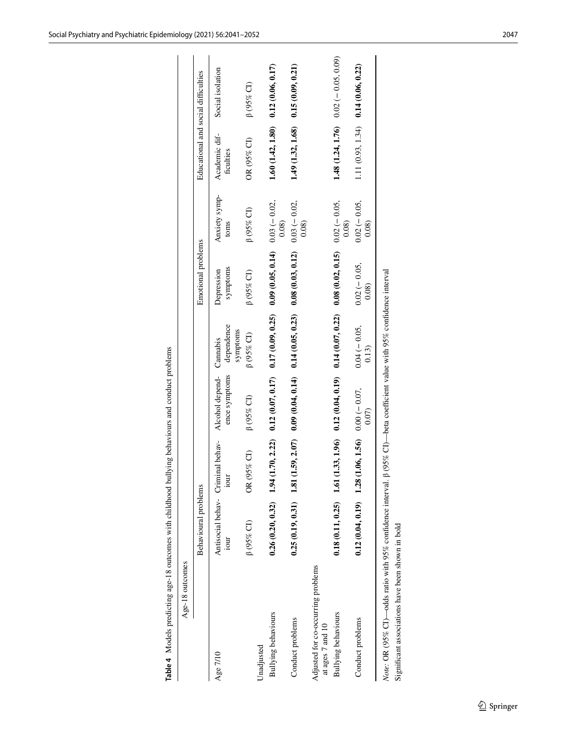**Table 4** Models predicting age-18 outcomes with childhood bullying behaviours and conduct problems

| Age 7/10 | Age-18 outcomes | | | | | | | |
|---|---|---|---|---|---|---|---|---|
| | Behavioural problems | | | | Emotional problems | | Educational and social difficulties | |
| | Antisocial behaviour | Criminal behaviour | Alcohol dependence symptoms | Cannabis dependence symptoms | Depression symptoms | Anxiety symptoms | Academic difficulties | Social isolation |
| | β (95% CI) | OR (95% CI) | β (95% CI) | β (95% CI) | β (95% CI) | β (95% CI) | OR (95% CI) | β (95% CI) |
| Unadjusted | | | | | | | | |
| Bullying behaviours | **0.26 (0.20, 0.32)** | **1.94 (1.70, 2.22)** | **0.12 (0.07, 0.17)** | **0.17 (0.09, 0.25)** | **0.09 (0.05, 0.14)** | 0.03 (− 0.02, 0.08) | **1.60 (1.42, 1.80)** | **0.12 (0.06, 0.17)** |
| Conduct problems | **0.25 (0.19, 0.31)** | **1.81 (1.59, 2.07)** | **0.09 (0.04, 0.14)** | **0.14 (0.05, 0.23)** | **0.08 (0.03, 0.12)** | 0.03 (− 0.02, 0.08) | **1.49 (1.32, 1.68)** | **0.15 (0.09, 0.21)** |
| Adjusted for co-occurring problems at ages 7 and 10 | | | | | | | | |
| Bullying behaviours | **0.18 (0.11, 0.25)** | **1.61 (1.33, 1.96)** | **0.12 (0.04, 0.19)** | **0.14 (0.07, 0.22)** | **0.08 (0.02, 0.15)** | 0.02 (− 0.05, 0.08) | **1.48 (1.24, 1.76)** | 0.02 (− 0.05, 0.09) |
| Conduct problems | **0.12 (0.04, 0.19)** | **1.28 (1.06, 1.56)** | 0.00 (− 0.07, 0.07) | 0.04 (− 0.05, 0.13) | 0.02 (− 0.05, 0.08) | 0.02 (− 0.05, 0.08) | 1.11 (0.93, 1.34) | **0.14 (0.06, 0.22)** |

*Note*: OR (95% CI)—odds ratio with 95% confidence interval. β (95% CI)—beta coefficient value with 95% confidence interval

Significant associations have been shown in bold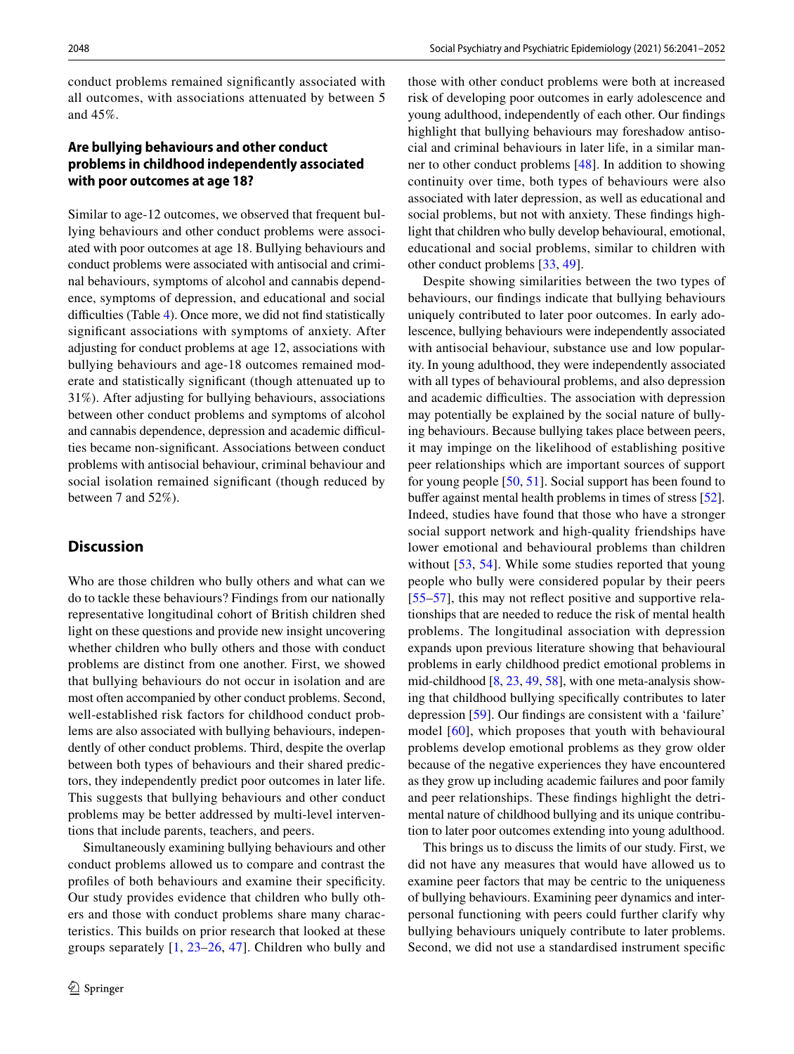conduct problems remained significantly associated with all outcomes, with associations attenuated by between 5 and 45%.

### Are bullying behaviours and other conduct problems in childhood independently associated with poor outcomes at age 18?

Similar to age-12 outcomes, we observed that frequent bullying behaviours and other conduct problems were associated with poor outcomes at age 18. Bullying behaviours and conduct problems were associated with antisocial and criminal behaviours, symptoms of alcohol and cannabis dependence, symptoms of depression, and educational and social difficulties (Table 4). Once more, we did not find statistically significant associations with symptoms of anxiety. After adjusting for conduct problems at age 12, associations with bullying behaviours and age-18 outcomes remained moderate and statistically significant (though attenuated up to 31%). After adjusting for bullying behaviours, associations between other conduct problems and symptoms of alcohol and cannabis dependence, depression and academic difficulties became non-significant. Associations between conduct problems with antisocial behaviour, criminal behaviour and social isolation remained significant (though reduced by between 7 and 52%).

## Discussion

Who are those children who bully others and what can we do to tackle these behaviours? Findings from our nationally representative longitudinal cohort of British children shed light on these questions and provide new insight uncovering whether children who bully others and those with conduct problems are distinct from one another. First, we showed that bullying behaviours do not occur in isolation and are most often accompanied by other conduct problems. Second, well-established risk factors for childhood conduct problems are also associated with bullying behaviours, independently of other conduct problems. Third, despite the overlap between both types of behaviours and their shared predictors, they independently predict poor outcomes in later life. This suggests that bullying behaviours and other conduct problems may be better addressed by multi-level interventions that include parents, teachers, and peers.

Simultaneously examining bullying behaviours and other conduct problems allowed us to compare and contrast the profiles of both behaviours and examine their specificity. Our study provides evidence that children who bully others and those with conduct problems share many characteristics. This builds on prior research that looked at these groups separately [1, 23–26, 47]. Children who bully and those with other conduct problems were both at increased risk of developing poor outcomes in early adolescence and young adulthood, independently of each other. Our findings highlight that bullying behaviours may foreshadow antisocial and criminal behaviours in later life, in a similar manner to other conduct problems [48]. In addition to showing continuity over time, both types of behaviours were also associated with later depression, as well as educational and social problems, but not with anxiety. These findings highlight that children who bully develop behavioural, emotional, educational and social problems, similar to children with other conduct problems [33, 49].

Despite showing similarities between the two types of behaviours, our findings indicate that bullying behaviours uniquely contributed to later poor outcomes. In early adolescence, bullying behaviours were independently associated with antisocial behaviour, substance use and low popularity. In young adulthood, they were independently associated with all types of behavioural problems, and also depression and academic difficulties. The association with depression may potentially be explained by the social nature of bullying behaviours. Because bullying takes place between peers, it may impinge on the likelihood of establishing positive peer relationships which are important sources of support for young people [50, 51]. Social support has been found to buffer against mental health problems in times of stress [52]. Indeed, studies have found that those who have a stronger social support network and high-quality friendships have lower emotional and behavioural problems than children without [53, 54]. While some studies reported that young people who bully were considered popular by their peers [55–57], this may not reflect positive and supportive relationships that are needed to reduce the risk of mental health problems. The longitudinal association with depression expands upon previous literature showing that behavioural problems in early childhood predict emotional problems in mid-childhood [8, 23, 49, 58], with one meta-analysis showing that childhood bullying specifically contributes to later depression [59]. Our findings are consistent with a 'failure' model [60], which proposes that youth with behavioural problems develop emotional problems as they grow older because of the negative experiences they have encountered as they grow up including academic failures and poor family and peer relationships. These findings highlight the detrimental nature of childhood bullying and its unique contribution to later poor outcomes extending into young adulthood.

This brings us to discuss the limits of our study. First, we did not have any measures that would have allowed us to examine peer factors that may be centric to the uniqueness of bullying behaviours. Examining peer dynamics and interpersonal functioning with peers could further clarify why bullying behaviours uniquely contribute to later problems. Second, we did not use a standardised instrument specific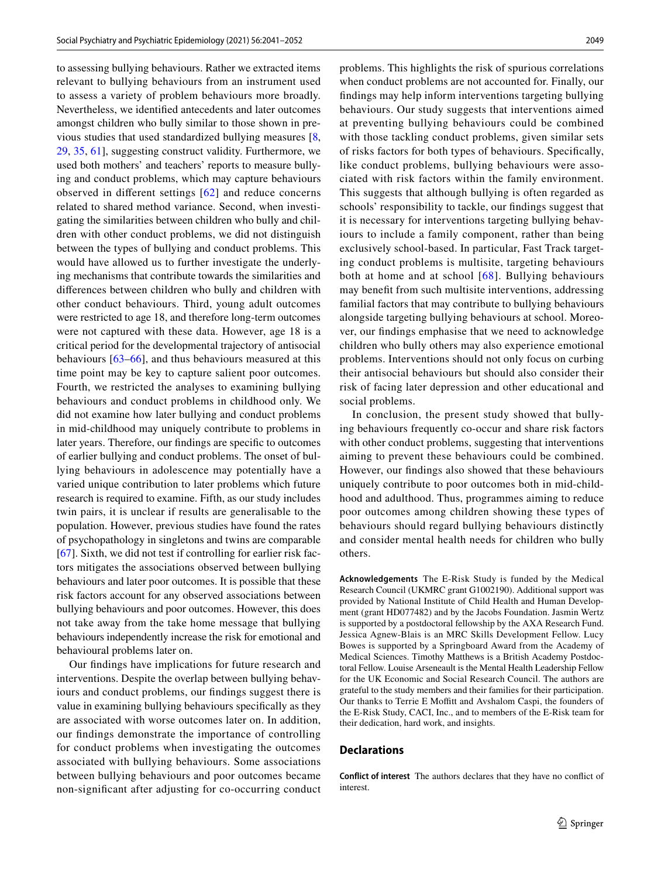to assessing bullying behaviours. Rather we extracted items relevant to bullying behaviours from an instrument used to assess a variety of problem behaviours more broadly. Nevertheless, we identified antecedents and later outcomes amongst children who bully similar to those shown in previous studies that used standardized bullying measures [8, 29, 35, 61], suggesting construct validity. Furthermore, we used both mothers' and teachers' reports to measure bullying and conduct problems, which may capture behaviours observed in different settings [62] and reduce concerns related to shared method variance. Second, when investigating the similarities between children who bully and children with other conduct problems, we did not distinguish between the types of bullying and conduct problems. This would have allowed us to further investigate the underlying mechanisms that contribute towards the similarities and differences between children who bully and children with other conduct behaviours. Third, young adult outcomes were restricted to age 18, and therefore long-term outcomes were not captured with these data. However, age 18 is a critical period for the developmental trajectory of antisocial behaviours [63–66], and thus behaviours measured at this time point may be key to capture salient poor outcomes. Fourth, we restricted the analyses to examining bullying behaviours and conduct problems in childhood only. We did not examine how later bullying and conduct problems in mid-childhood may uniquely contribute to problems in later years. Therefore, our findings are specific to outcomes of earlier bullying and conduct problems. The onset of bullying behaviours in adolescence may potentially have a varied unique contribution to later problems which future research is required to examine. Fifth, as our study includes twin pairs, it is unclear if results are generalisable to the population. However, previous studies have found the rates of psychopathology in singletons and twins are comparable [67]. Sixth, we did not test if controlling for earlier risk factors mitigates the associations observed between bullying behaviours and later poor outcomes. It is possible that these risk factors account for any observed associations between bullying behaviours and poor outcomes. However, this does not take away from the take home message that bullying behaviours independently increase the risk for emotional and behavioural problems later on.

Our findings have implications for future research and interventions. Despite the overlap between bullying behaviours and conduct problems, our findings suggest there is value in examining bullying behaviours specifically as they are associated with worse outcomes later on. In addition, our findings demonstrate the importance of controlling for conduct problems when investigating the outcomes associated with bullying behaviours. Some associations between bullying behaviours and poor outcomes became non-significant after adjusting for co-occurring conduct problems. This highlights the risk of spurious correlations when conduct problems are not accounted for. Finally, our findings may help inform interventions targeting bullying behaviours. Our study suggests that interventions aimed at preventing bullying behaviours could be combined with those tackling conduct problems, given similar sets of risks factors for both types of behaviours. Specifically, like conduct problems, bullying behaviours were associated with risk factors within the family environment. This suggests that although bullying is often regarded as schools' responsibility to tackle, our findings suggest that it is necessary for interventions targeting bullying behaviours to include a family component, rather than being exclusively school-based. In particular, Fast Track targeting conduct problems is multisite, targeting behaviours both at home and at school [68]. Bullying behaviours may benefit from such multisite interventions, addressing familial factors that may contribute to bullying behaviours alongside targeting bullying behaviours at school. Moreover, our findings emphasise that we need to acknowledge children who bully others may also experience emotional problems. Interventions should not only focus on curbing their antisocial behaviours but should also consider their risk of facing later depression and other educational and social problems.

In conclusion, the present study showed that bullying behaviours frequently co-occur and share risk factors with other conduct problems, suggesting that interventions aiming to prevent these behaviours could be combined. However, our findings also showed that these behaviours uniquely contribute to poor outcomes both in mid-childhood and adulthood. Thus, programmes aiming to reduce poor outcomes among children showing these types of behaviours should regard bullying behaviours distinctly and consider mental health needs for children who bully others.

**Acknowledgements** The E-Risk Study is funded by the Medical Research Council (UKMRC grant G1002190). Additional support was provided by National Institute of Child Health and Human Development (grant HD077482) and by the Jacobs Foundation. Jasmin Wertz is supported by a postdoctoral fellowship by the AXA Research Fund. Jessica Agnew-Blais is an MRC Skills Development Fellow. Lucy Bowes is supported by a Springboard Award from the Academy of Medical Sciences. Timothy Matthews is a British Academy Postdoctoral Fellow. Louise Arseneault is the Mental Health Leadership Fellow for the UK Economic and Social Research Council. The authors are grateful to the study members and their families for their participation. Our thanks to Terrie E Moffitt and Avshalom Caspi, the founders of the E-Risk Study, CACI, Inc., and to members of the E-Risk team for their dedication, hard work, and insights.

## Declarations

**Conflict of interest** The authors declares that they have no conflict of interest.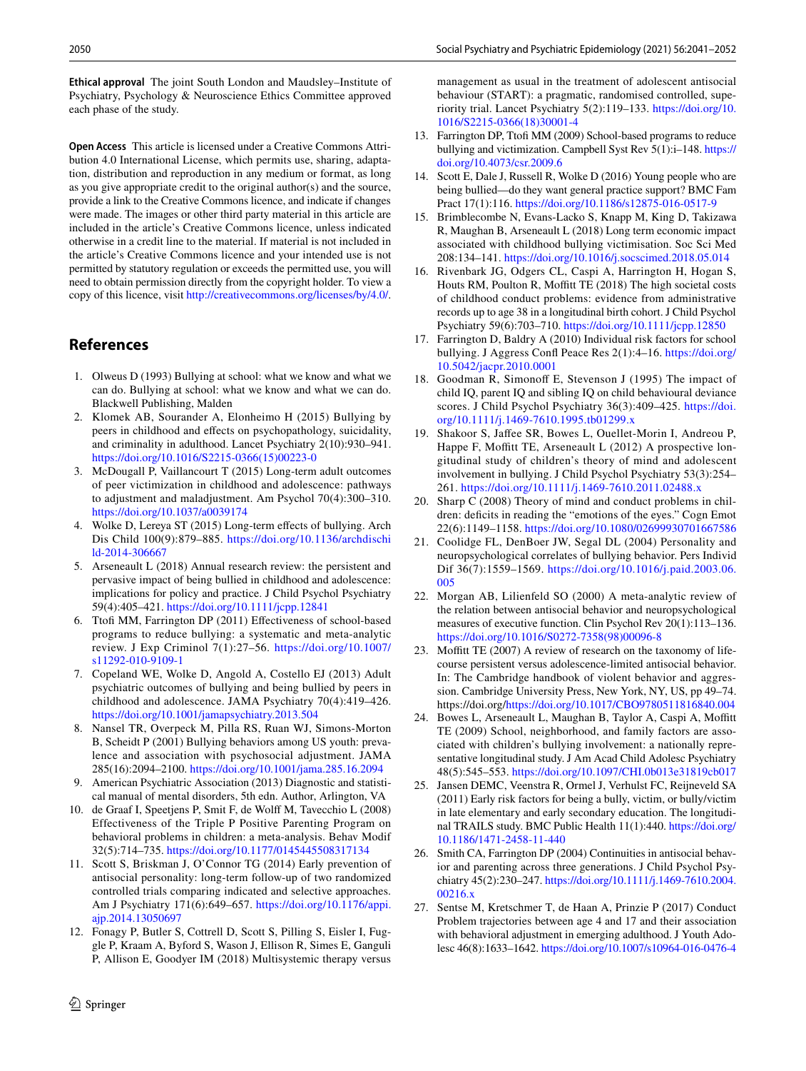**Ethical approval** The joint South London and Maudsley–Institute of Psychiatry, Psychology & Neuroscience Ethics Committee approved each phase of the study.

**Open Access** This article is licensed under a Creative Commons Attribution 4.0 International License, which permits use, sharing, adaptation, distribution and reproduction in any medium or format, as long as you give appropriate credit to the original author(s) and the source, provide a link to the Creative Commons licence, and indicate if changes were made. The images or other third party material in this article are included in the article's Creative Commons licence, unless indicated otherwise in a credit line to the material. If material is not included in the article's Creative Commons licence and your intended use is not permitted by statutory regulation or exceeds the permitted use, you will need to obtain permission directly from the copyright holder. To view a copy of this licence, visit http://creativecommons.org/licenses/by/4.0/.

## References

1. Olweus D (1993) Bullying at school: what we know and what we can do. Bullying at school: what we know and what we can do. Blackwell Publishing, Malden
2. Klomek AB, Sourander A, Elonheimo H (2015) Bullying by peers in childhood and effects on psychopathology, suicidality, and criminality in adulthood. Lancet Psychiatry 2(10):930–941. https://doi.org/10.1016/S2215-0366(15)00223-0
3. McDougall P, Vaillancourt T (2015) Long-term adult outcomes of peer victimization in childhood and adolescence: pathways to adjustment and maladjustment. Am Psychol 70(4):300–310. https://doi.org/10.1037/a0039174
4. Wolke D, Lereya ST (2015) Long-term effects of bullying. Arch Dis Child 100(9):879–885. https://doi.org/10.1136/archdischild-2014-306667
5. Arseneault L (2018) Annual research review: the persistent and pervasive impact of being bullied in childhood and adolescence: implications for policy and practice. J Child Psychol Psychiatry 59(4):405–421. https://doi.org/10.1111/jcpp.12841
6. Ttofi MM, Farrington DP (2011) Effectiveness of school-based programs to reduce bullying: a systematic and meta-analytic review. J Exp Criminol 7(1):27–56. https://doi.org/10.1007/s11292-010-9109-1
7. Copeland WE, Wolke D, Angold A, Costello EJ (2013) Adult psychiatric outcomes of bullying and being bullied by peers in childhood and adolescence. JAMA Psychiatry 70(4):419–426. https://doi.org/10.1001/jamapsychiatry.2013.504
8. Nansel TR, Overpeck M, Pilla RS, Ruan WJ, Simons-Morton B, Scheidt P (2001) Bullying behaviors among US youth: prevalence and association with psychosocial adjustment. JAMA 285(16):2094–2100. https://doi.org/10.1001/jama.285.16.2094
9. American Psychiatric Association (2013) Diagnostic and statistical manual of mental disorders, 5th edn. Author, Arlington, VA
10. de Graaf I, Speetjens P, Smit F, de Wolff M, Tavecchio L (2008) Effectiveness of the Triple P Positive Parenting Program on behavioral problems in children: a meta-analysis. Behav Modif 32(5):714–735. https://doi.org/10.1177/0145445508317134
11. Scott S, Briskman J, O'Connor TG (2014) Early prevention of antisocial personality: long-term follow-up of two randomized controlled trials comparing indicated and selective approaches. Am J Psychiatry 171(6):649–657. https://doi.org/10.1176/appi.ajp.2014.13050697
12. Fonagy P, Butler S, Cottrell D, Scott S, Pilling S, Eisler I, Fuggle P, Kraam A, Byford S, Wason J, Ellison R, Simes E, Ganguli P, Allison E, Goodyer IM (2018) Multisystemic therapy versus management as usual in the treatment of adolescent antisocial behaviour (START): a pragmatic, randomised controlled, superiority trial. Lancet Psychiatry 5(2):119–133. https://doi.org/10.1016/S2215-0366(18)30001-4
13. Farrington DP, Ttofi MM (2009) School-based programs to reduce bullying and victimization. Campbell Syst Rev 5(1):i–148. https://doi.org/10.4073/csr.2009.6
14. Scott E, Dale J, Russell R, Wolke D (2016) Young people who are being bullied—do they want general practice support? BMC Fam Pract 17(1):116. https://doi.org/10.1186/s12875-016-0517-9
15. Brimblecombe N, Evans-Lacko S, Knapp M, King D, Takizawa R, Maughan B, Arseneault L (2018) Long term economic impact associated with childhood bullying victimisation. Soc Sci Med 208:134–141. https://doi.org/10.1016/j.socscimed.2018.05.014
16. Rivenbark JG, Odgers CL, Caspi A, Harrington H, Hogan S, Houts RM, Poulton R, Moffitt TE (2018) The high societal costs of childhood conduct problems: evidence from administrative records up to age 38 in a longitudinal birth cohort. J Child Psychol Psychiatry 59(6):703–710. https://doi.org/10.1111/jcpp.12850
17. Farrington D, Baldry A (2010) Individual risk factors for school bullying. J Aggress Confl Peace Res 2(1):4–16. https://doi.org/10.5042/jacpr.2010.0001
18. Goodman R, Simonoff E, Stevenson J (1995) The impact of child IQ, parent IQ and sibling IQ on child behavioural deviance scores. J Child Psychol Psychiatry 36(3):409–425. https://doi.org/10.1111/j.1469-7610.1995.tb01299.x
19. Shakoor S, Jaffee SR, Bowes L, Ouellet-Morin I, Andreou P, Happe F, Moffitt TE, Arseneault L (2012) A prospective longitudinal study of children's theory of mind and adolescent involvement in bullying. J Child Psychol Psychiatry 53(3):254–261. https://doi.org/10.1111/j.1469-7610.2011.02488.x
20. Sharp C (2008) Theory of mind and conduct problems in children: deficits in reading the "emotions of the eyes." Cogn Emot 22(6):1149–1158. https://doi.org/10.1080/02699930701667586
21. Coolidge FL, DenBoer JW, Segal DL (2004) Personality and neuropsychological correlates of bullying behavior. Pers Individ Dif 36(7):1559–1569. https://doi.org/10.1016/j.paid.2003.06.005
22. Morgan AB, Lilienfeld SO (2000) A meta-analytic review of the relation between antisocial behavior and neuropsychological measures of executive function. Clin Psychol Rev 20(1):113–136. https://doi.org/10.1016/S0272-7358(98)00096-8
23. Moffitt TE (2007) A review of research on the taxonomy of life-course persistent versus adolescence-limited antisocial behavior. In: The Cambridge handbook of violent behavior and aggression. Cambridge University Press, New York, NY, US, pp 49–74. https://doi.org/https://doi.org/10.1017/CBO9780511816840.004
24. Bowes L, Arseneault L, Maughan B, Taylor A, Caspi A, Moffitt TE (2009) School, neighborhood, and family factors are associated with children's bullying involvement: a nationally representative longitudinal study. J Am Acad Child Adolesc Psychiatry 48(5):545–553. https://doi.org/10.1097/CHI.0b013e31819cb017
25. Jansen DEMC, Veenstra R, Ormel J, Verhulst FC, Reijneveld SA (2011) Early risk factors for being a bully, victim, or bully/victim in late elementary and early secondary education. The longitudinal TRAILS study. BMC Public Health 11(1):440. https://doi.org/10.1186/1471-2458-11-440
26. Smith CA, Farrington DP (2004) Continuities in antisocial behavior and parenting across three generations. J Child Psychol Psychiatry 45(2):230–247. https://doi.org/10.1111/j.1469-7610.2004.00216.x
27. Sentse M, Kretschmer T, de Haan A, Prinzie P (2017) Conduct Problem trajectories between age 4 and 17 and their association with behavioral adjustment in emerging adulthood. J Youth Adolesc 46(8):1633–1642. https://doi.org/10.1007/s10964-016-0476-4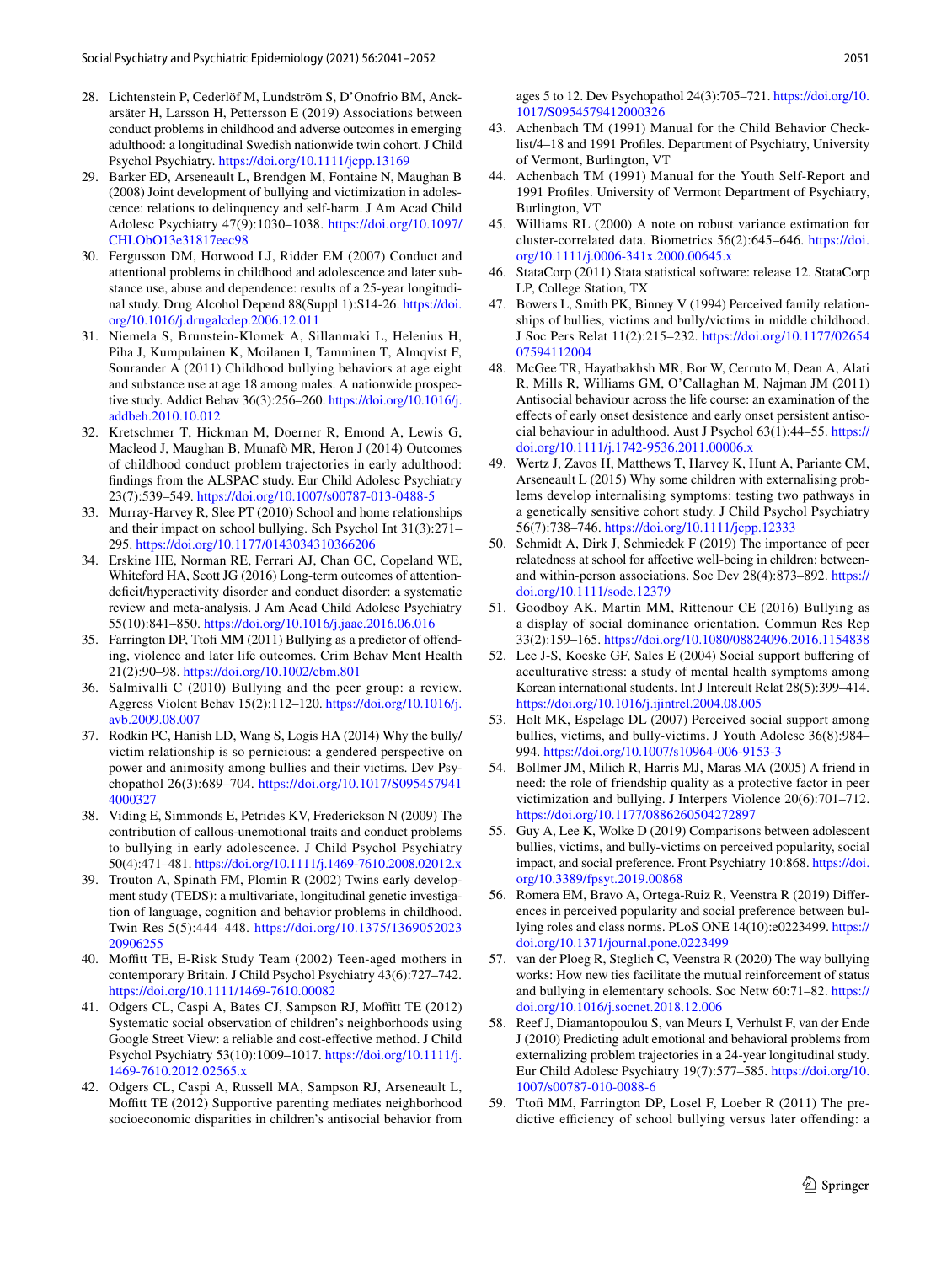28. Lichtenstein P, Cederlöf M, Lundström S, D'Onofrio BM, Anckarsäter H, Larsson H, Pettersson E (2019) Associations between conduct problems in childhood and adverse outcomes in emerging adulthood: a longitudinal Swedish nationwide twin cohort. J Child Psychol Psychiatry. https://doi.org/10.1111/jcpp.13169
29. Barker ED, Arseneault L, Brendgen M, Fontaine N, Maughan B (2008) Joint development of bullying and victimization in adolescence: relations to delinquency and self-harm. J Am Acad Child Adolesc Psychiatry 47(9):1030–1038. https://doi.org/10.1097/CHI.ObO13e31817eec98
30. Fergusson DM, Horwood LJ, Ridder EM (2007) Conduct and attentional problems in childhood and adolescence and later substance use, abuse and dependence: results of a 25-year longitudinal study. Drug Alcohol Depend 88(Suppl 1):S14-26. https://doi.org/10.1016/j.drugalcdep.2006.12.011
31. Niemela S, Brunstein-Klomek A, Sillanmaki L, Helenius H, Piha J, Kumpulainen K, Moilanen I, Tamminen T, Almqvist F, Sourander A (2011) Childhood bullying behaviors at age eight and substance use at age 18 among males. A nationwide prospective study. Addict Behav 36(3):256–260. https://doi.org/10.1016/j.addbeh.2010.10.012
32. Kretschmer T, Hickman M, Doerner R, Emond A, Lewis G, Macleod J, Maughan B, Munafò MR, Heron J (2014) Outcomes of childhood conduct problem trajectories in early adulthood: findings from the ALSPAC study. Eur Child Adolesc Psychiatry 23(7):539–549. https://doi.org/10.1007/s00787-013-0488-5
33. Murray-Harvey R, Slee PT (2010) School and home relationships and their impact on school bullying. Sch Psychol Int 31(3):271–295. https://doi.org/10.1177/0143034310366206
34. Erskine HE, Norman RE, Ferrari AJ, Chan GC, Copeland WE, Whiteford HA, Scott JG (2016) Long-term outcomes of attention-deficit/hyperactivity disorder and conduct disorder: a systematic review and meta-analysis. J Am Acad Child Adolesc Psychiatry 55(10):841–850. https://doi.org/10.1016/j.jaac.2016.06.016
35. Farrington DP, Ttofi MM (2011) Bullying as a predictor of offending, violence and later life outcomes. Crim Behav Ment Health 21(2):90–98. https://doi.org/10.1002/cbm.801
36. Salmivalli C (2010) Bullying and the peer group: a review. Aggress Violent Behav 15(2):112–120. https://doi.org/10.1016/j.avb.2009.08.007
37. Rodkin PC, Hanish LD, Wang S, Logis HA (2014) Why the bully/victim relationship is so pernicious: a gendered perspective on power and animosity among bullies and their victims. Dev Psychopathol 26(3):689–704. https://doi.org/10.1017/S0954579414000327
38. Viding E, Simmonds E, Petrides KV, Frederickson N (2009) The contribution of callous-unemotional traits and conduct problems to bullying in early adolescence. J Child Psychol Psychiatry 50(4):471–481. https://doi.org/10.1111/j.1469-7610.2008.02012.x
39. Trouton A, Spinath FM, Plomin R (2002) Twins early development study (TEDS): a multivariate, longitudinal genetic investigation of language, cognition and behavior problems in childhood. Twin Res 5(5):444–448. https://doi.org/10.1375/136905202320906255
40. Moffitt TE, E-Risk Study Team (2002) Teen-aged mothers in contemporary Britain. J Child Psychol Psychiatry 43(6):727–742. https://doi.org/10.1111/1469-7610.00082
41. Odgers CL, Caspi A, Bates CJ, Sampson RJ, Moffitt TE (2012) Systematic social observation of children's neighborhoods using Google Street View: a reliable and cost-effective method. J Child Psychol Psychiatry 53(10):1009–1017. https://doi.org/10.1111/j.1469-7610.2012.02565.x
42. Odgers CL, Caspi A, Russell MA, Sampson RJ, Arseneault L, Moffitt TE (2012) Supportive parenting mediates neighborhood socioeconomic disparities in children's antisocial behavior from ages 5 to 12. Dev Psychopathol 24(3):705–721. https://doi.org/10.1017/S0954579412000326
43. Achenbach TM (1991) Manual for the Child Behavior Checklist/4–18 and 1991 Profiles. Department of Psychiatry, University of Vermont, Burlington, VT
44. Achenbach TM (1991) Manual for the Youth Self-Report and 1991 Profiles. University of Vermont Department of Psychiatry, Burlington, VT
45. Williams RL (2000) A note on robust variance estimation for cluster-correlated data. Biometrics 56(2):645–646. https://doi.org/10.1111/j.0006-341x.2000.00645.x
46. StataCorp (2011) Stata statistical software: release 12. StataCorp LP, College Station, TX
47. Bowers L, Smith PK, Binney V (1994) Perceived family relationships of bullies, victims and bully/victims in middle childhood. J Soc Pers Relat 11(2):215–232. https://doi.org/10.1177/0265407594112004
48. McGee TR, Hayatbakhsh MR, Bor W, Cerruto M, Dean A, Alati R, Mills R, Williams GM, O'Callaghan M, Najman JM (2011) Antisocial behaviour across the life course: an examination of the effects of early onset desistence and early onset persistent antisocial behaviour in adulthood. Aust J Psychol 63(1):44–55. https://doi.org/10.1111/j.1742-9536.2011.00006.x
49. Wertz J, Zavos H, Matthews T, Harvey K, Hunt A, Pariante CM, Arseneault L (2015) Why some children with externalising problems develop internalising symptoms: testing two pathways in a genetically sensitive cohort study. J Child Psychol Psychiatry 56(7):738–746. https://doi.org/10.1111/jcpp.12333
50. Schmidt A, Dirk J, Schmiedek F (2019) The importance of peer relatedness at school for affective well-being in children: between- and within-person associations. Soc Dev 28(4):873–892. https://doi.org/10.1111/sode.12379
51. Goodboy AK, Martin MM, Rittenour CE (2016) Bullying as a display of social dominance orientation. Commun Res Rep 33(2):159–165. https://doi.org/10.1080/08824096.2016.1154838
52. Lee J-S, Koeske GF, Sales E (2004) Social support buffering of acculturative stress: a study of mental health symptoms among Korean international students. Int J Intercult Relat 28(5):399–414. https://doi.org/10.1016/j.ijintrel.2004.08.005
53. Holt MK, Espelage DL (2007) Perceived social support among bullies, victims, and bully-victims. J Youth Adolesc 36(8):984–994. https://doi.org/10.1007/s10964-006-9153-3
54. Bollmer JM, Milich R, Harris MJ, Maras MA (2005) A friend in need: the role of friendship quality as a protective factor in peer victimization and bullying. J Interpers Violence 20(6):701–712. https://doi.org/10.1177/0886260504272897
55. Guy A, Lee K, Wolke D (2019) Comparisons between adolescent bullies, victims, and bully-victims on perceived popularity, social impact, and social preference. Front Psychiatry 10:868. https://doi.org/10.3389/fpsyt.2019.00868
56. Romera EM, Bravo A, Ortega-Ruiz R, Veenstra R (2019) Differences in perceived popularity and social preference between bullying roles and class norms. PLoS ONE 14(10):e0223499. https://doi.org/10.1371/journal.pone.0223499
57. van der Ploeg R, Steglich C, Veenstra R (2020) The way bullying works: How new ties facilitate the mutual reinforcement of status and bullying in elementary schools. Soc Netw 60:71–82. https://doi.org/10.1016/j.socnet.2018.12.006
58. Reef J, Diamantopoulou S, van Meurs I, Verhulst F, van der Ende J (2010) Predicting adult emotional and behavioral problems from externalizing problem trajectories in a 24-year longitudinal study. Eur Child Adolesc Psychiatry 19(7):577–585. https://doi.org/10.1007/s00787-010-0088-6
59. Ttofi MM, Farrington DP, Losel F, Loeber R (2011) The predictive efficiency of school bullying versus later offending: a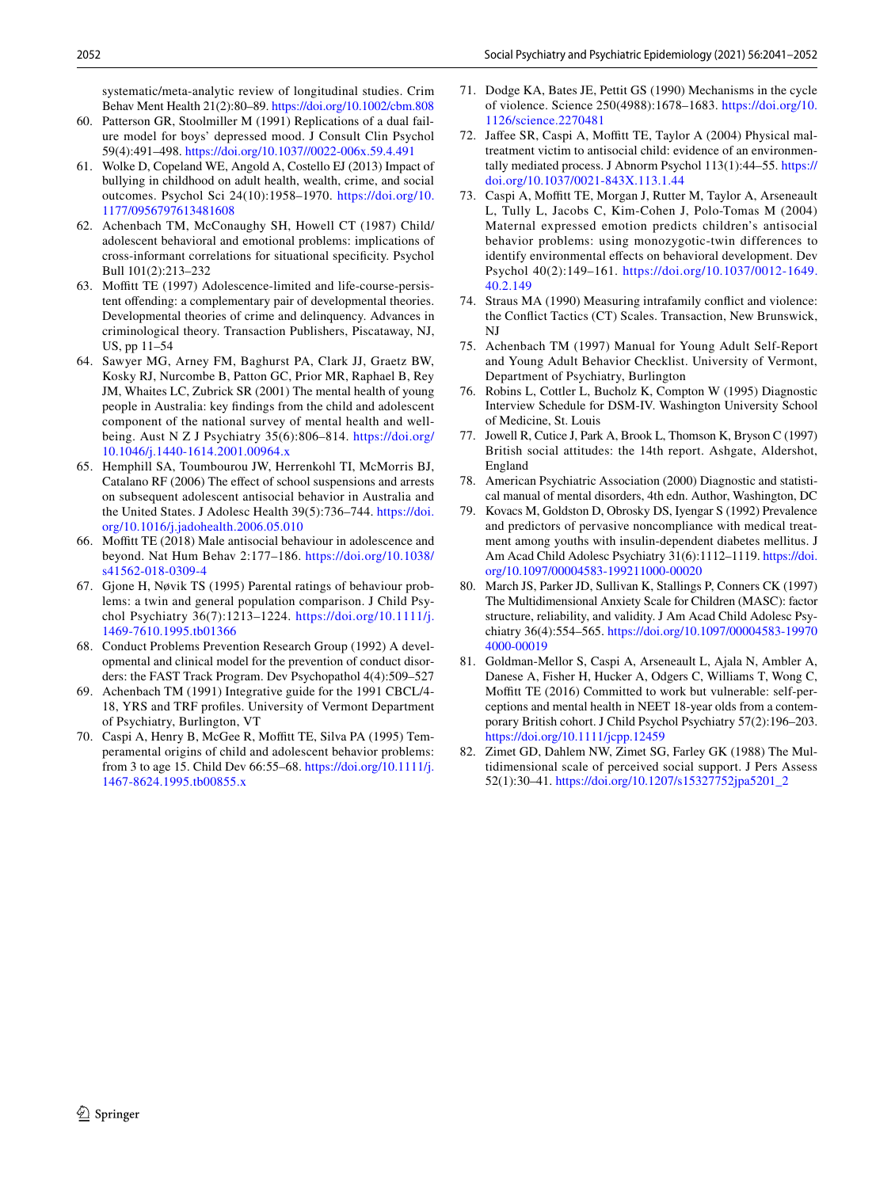systematic/meta-analytic review of longitudinal studies. Crim Behav Ment Health 21(2):80–89. https://doi.org/10.1002/cbm.808

60. Patterson GR, Stoolmiller M (1991) Replications of a dual failure model for boys' depressed mood. J Consult Clin Psychol 59(4):491–498. https://doi.org/10.1037//0022-006x.59.4.491
61. Wolke D, Copeland WE, Angold A, Costello EJ (2013) Impact of bullying in childhood on adult health, wealth, crime, and social outcomes. Psychol Sci 24(10):1958–1970. https://doi.org/10.1177/0956797613481608
62. Achenbach TM, McConaughy SH, Howell CT (1987) Child/adolescent behavioral and emotional problems: implications of cross-informant correlations for situational specificity. Psychol Bull 101(2):213–232
63. Moffitt TE (1997) Adolescence-limited and life-course-persistent offending: a complementary pair of developmental theories. Developmental theories of crime and delinquency. Advances in criminological theory. Transaction Publishers, Piscataway, NJ, US, pp 11–54
64. Sawyer MG, Arney FM, Baghurst PA, Clark JJ, Graetz BW, Kosky RJ, Nurcombe B, Patton GC, Prior MR, Raphael B, Rey JM, Whaites LC, Zubrick SR (2001) The mental health of young people in Australia: key findings from the child and adolescent component of the national survey of mental health and well-being. Aust N Z J Psychiatry 35(6):806–814. https://doi.org/10.1046/j.1440-1614.2001.00964.x
65. Hemphill SA, Toumbourou JW, Herrenkohl TI, McMorris BJ, Catalano RF (2006) The effect of school suspensions and arrests on subsequent adolescent antisocial behavior in Australia and the United States. J Adolesc Health 39(5):736–744. https://doi.org/10.1016/j.jadohealth.2006.05.010
66. Moffitt TE (2018) Male antisocial behaviour in adolescence and beyond. Nat Hum Behav 2:177–186. https://doi.org/10.1038/s41562-018-0309-4
67. Gjone H, Nøvik TS (1995) Parental ratings of behaviour problems: a twin and general population comparison. J Child Psychol Psychiatry 36(7):1213–1224. https://doi.org/10.1111/j.1469-7610.1995.tb01366
68. Conduct Problems Prevention Research Group (1992) A developmental and clinical model for the prevention of conduct disorders: the FAST Track Program. Dev Psychopathol 4(4):509–527
69. Achenbach TM (1991) Integrative guide for the 1991 CBCL/4-18, YRS and TRF profiles. University of Vermont Department of Psychiatry, Burlington, VT
70. Caspi A, Henry B, McGee R, Moffitt TE, Silva PA (1995) Temperamental origins of child and adolescent behavior problems: from 3 to age 15. Child Dev 66:55–68. https://doi.org/10.1111/j.1467-8624.1995.tb00855.x
71. Dodge KA, Bates JE, Pettit GS (1990) Mechanisms in the cycle of violence. Science 250(4988):1678–1683. https://doi.org/10.1126/science.2270481
72. Jaffee SR, Caspi A, Moffitt TE, Taylor A (2004) Physical maltreatment victim to antisocial child: evidence of an environmentally mediated process. J Abnorm Psychol 113(1):44–55. https://doi.org/10.1037/0021-843X.113.1.44
73. Caspi A, Moffitt TE, Morgan J, Rutter M, Taylor A, Arseneault L, Tully L, Jacobs C, Kim-Cohen J, Polo-Tomas M (2004) Maternal expressed emotion predicts children's antisocial behavior problems: using monozygotic-twin differences to identify environmental effects on behavioral development. Dev Psychol 40(2):149–161. https://doi.org/10.1037/0012-1649.40.2.149
74. Straus MA (1990) Measuring intrafamily conflict and violence: the Conflict Tactics (CT) Scales. Transaction, New Brunswick, NJ
75. Achenbach TM (1997) Manual for Young Adult Self-Report and Young Adult Behavior Checklist. University of Vermont, Department of Psychiatry, Burlington
76. Robins L, Cottler L, Bucholz K, Compton W (1995) Diagnostic Interview Schedule for DSM-IV. Washington University School of Medicine, St. Louis
77. Jowell R, Cutice J, Park A, Brook L, Thomson K, Bryson C (1997) British social attitudes: the 14th report. Ashgate, Aldershot, England
78. American Psychiatric Association (2000) Diagnostic and statistical manual of mental disorders, 4th edn. Author, Washington, DC
79. Kovacs M, Goldston D, Obrosky DS, Iyengar S (1992) Prevalence and predictors of pervasive noncompliance with medical treatment among youths with insulin-dependent diabetes mellitus. J Am Acad Child Adolesc Psychiatry 31(6):1112–1119. https://doi.org/10.1097/00004583-199211000-00020
80. March JS, Parker JD, Sullivan K, Stallings P, Conners CK (1997) The Multidimensional Anxiety Scale for Children (MASC): factor structure, reliability, and validity. J Am Acad Child Adolesc Psychiatry 36(4):554–565. https://doi.org/10.1097/00004583-199704000-00019
81. Goldman-Mellor S, Caspi A, Arseneault L, Ajala N, Ambler A, Danese A, Fisher H, Hucker A, Odgers C, Williams T, Wong C, Moffitt TE (2016) Committed to work but vulnerable: self-perceptions and mental health in NEET 18-year olds from a contemporary British cohort. J Child Psychol Psychiatry 57(2):196–203. https://doi.org/10.1111/jcpp.12459
82. Zimet GD, Dahlem NW, Zimet SG, Farley GK (1988) The Multidimensional scale of perceived social support. J Pers Assess 52(1):30–41. https://doi.org/10.1207/s15327752jpa5201_2